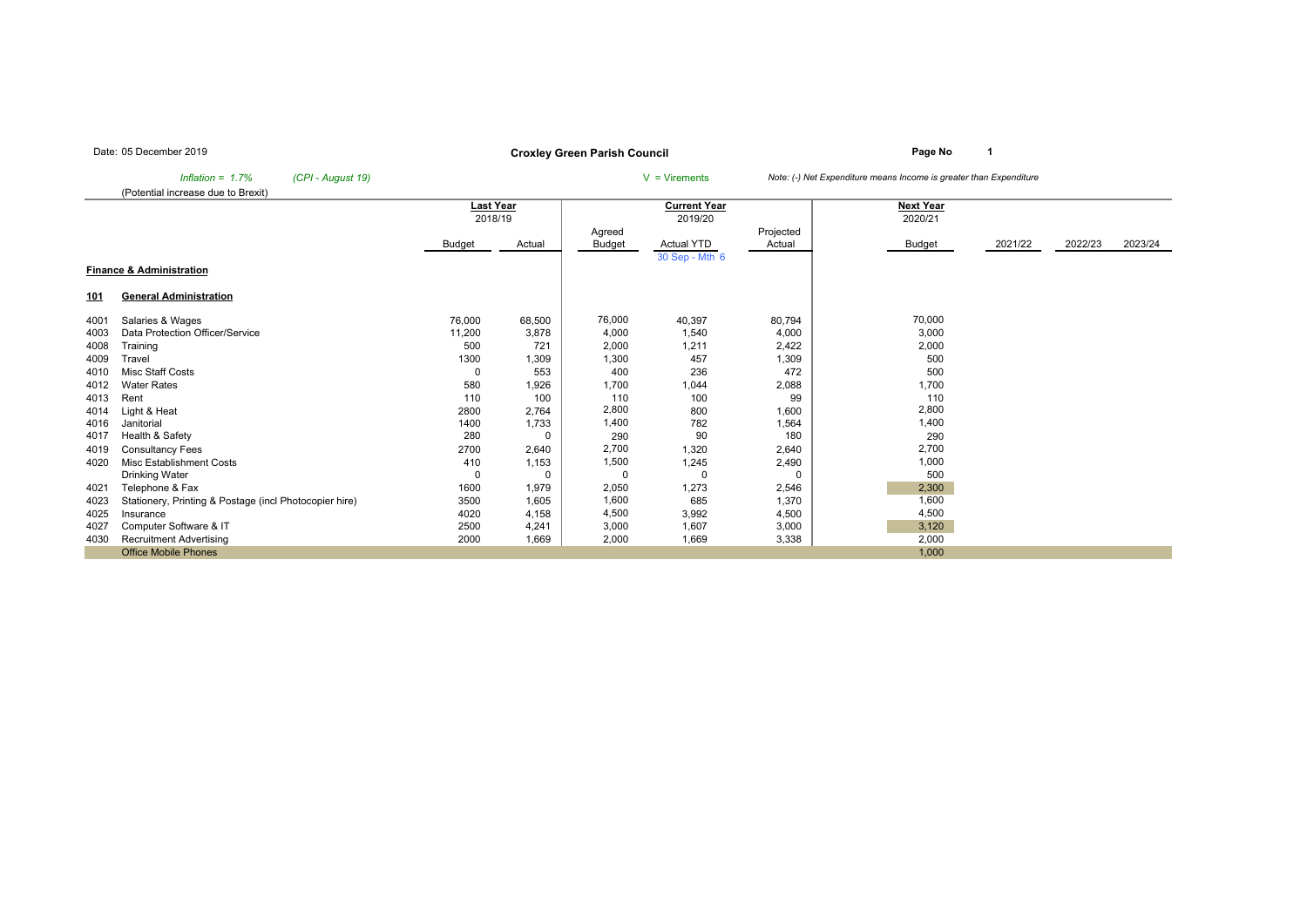Date: 05 December 2019

**Croxley Green Parish Council**

*Inflation = 1.7%* *(CPI - August 19)*

(Potential increase due to Brexit)

V = Virements

*Note: (-) Net Expenditure means Income is greater than Expenditure*

| | | Last Year 2018/19 | | Current Year 2019/20 | | | Next Year 2020/21 | | | |
|---|---|---|---|---|---|---|---|---|---|---|
| | | Budget | Actual | Agreed Budget | Actual YTD 30 Sep - Mth 6 | Projected Actual | Budget | 2021/22 | 2022/23 | 2023/24 |
| **Finance & Administration** | | | | | | | | | | |
| **101** | **General Administration** | | | | | | | | | |
| 4001 | Salaries & Wages | 76,000 | 68,500 | 76,000 | 40,397 | 80,794 | 70,000 | | | |
| 4003 | Data Protection Officer/Service | 11,200 | 3,878 | 4,000 | 1,540 | 4,000 | 3,000 | | | |
| 4008 | Training | 500 | 721 | 2,000 | 1,211 | 2,422 | 2,000 | | | |
| 4009 | Travel | 1300 | 1,309 | 1,300 | 457 | 1,309 | 500 | | | |
| 4010 | Misc Staff Costs | 0 | 553 | 400 | 236 | 472 | 500 | | | |
| 4012 | Water Rates | 580 | 1,926 | 1,700 | 1,044 | 2,088 | 1,700 | | | |
| 4013 | Rent | 110 | 100 | 110 | 100 | 99 | 110 | | | |
| 4014 | Light & Heat | 2800 | 2,764 | 2,800 | 800 | 1,600 | 2,800 | | | |
| 4016 | Janitorial | 1400 | 1,733 | 1,400 | 782 | 1,564 | 1,400 | | | |
| 4017 | Health & Safety | 280 | 0 | 290 | 90 | 180 | 290 | | | |
| 4019 | Consultancy Fees | 2700 | 2,640 | 2,700 | 1,320 | 2,640 | 2,700 | | | |
| 4020 | Misc Establishment Costs | 410 | 1,153 | 1,500 | 1,245 | 2,490 | 1,000 | | | |
| | Drinking Water | 0 | 0 | 0 | 0 | 0 | 500 | | | |
| 4021 | Telephone & Fax | 1600 | 1,979 | 2,050 | 1,273 | 2,546 | 2,300 | | | |
| 4023 | Stationery, Printing & Postage (incl Photocopier hire) | 3500 | 1,605 | 1,600 | 685 | 1,370 | 1,600 | | | |
| 4025 | Insurance | 4020 | 4,158 | 4,500 | 3,992 | 4,500 | 4,500 | | | |
| 4027 | Computer Software & IT | 2500 | 4,241 | 3,000 | 1,607 | 3,000 | 3,120 | | | |
| 4030 | Recruitment Advertising | 2000 | 1,669 | 2,000 | 1,669 | 3,338 | 2,000 | | | |
| | Office Mobile Phones | | | | | | 1,000 | | | |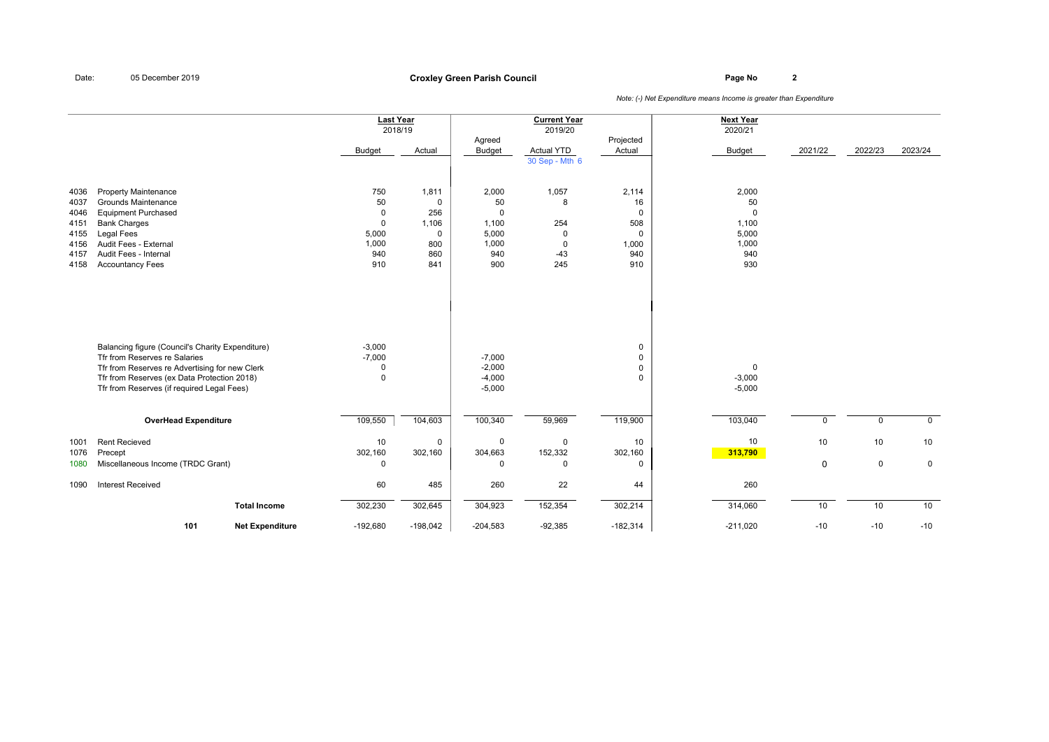Date: 05 December 2019

**Croxley Green Parish Council**

*Note: (-) Net Expenditure means Income is greater than Expenditure*

| Code | Description | Last Year 2018/19 Budget | Last Year 2018/19 Actual | Current Year 2019/20 Agreed Budget | Current Year 2019/20 Actual YTD (30 Sep - Mth 6) | Current Year 2019/20 Projected Actual | Next Year 2020/21 Budget | 2021/22 | 2022/23 | 2023/24 |
|---|---|---|---|---|---|---|---|---|---|---|
| 4036 | Property Maintenance | 750 | 1,811 | 2,000 | 1,057 | 2,114 | 2,000 | | | |
| 4037 | Grounds Maintenance | 50 | 0 | 50 | 8 | 16 | 50 | | | |
| 4046 | Equipment Purchased | 0 | 256 | 0 | | 0 | 0 | | | |
| 4151 | Bank Charges | 0 | 1,106 | 1,100 | 254 | 508 | 1,100 | | | |
| 4155 | Legal Fees | 5,000 | 0 | 5,000 | 0 | 0 | 5,000 | | | |
| 4156 | Audit Fees - External | 1,000 | 800 | 1,000 | 0 | 1,000 | 1,000 | | | |
| 4157 | Audit Fees - Internal | 940 | 860 | 940 | -43 | 940 | 940 | | | |
| 4158 | Accountancy Fees | 910 | 841 | 900 | 245 | 910 | 930 | | | |
| | Balancing figure (Council's Charity Expenditure) | -3,000 | | | | 0 | | | | |
| | Tfr from Reserves re Salaries | -7,000 | | -7,000 | | 0 | | | | |
| | Tfr from Reserves re Advertising for new Clerk | 0 | | -2,000 | | 0 | 0 | | | |
| | Tfr from Reserves (ex Data Protection 2018) | 0 | | -4,000 | | 0 | -3,000 | | | |
| | Tfr from Reserves (if required Legal Fees) | | | -5,000 | | | -5,000 | | | |
| | **OverHead Expenditure** | 109,550 | 104,603 | 100,340 | 59,969 | 119,900 | 103,040 | 0 | 0 | 0 |
| 1001 | Rent Recieved | 10 | 0 | 0 | 0 | 10 | 10 | 10 | 10 | 10 |
| 1076 | Precept | 302,160 | 302,160 | 304,663 | 152,332 | 302,160 | **313,790** | | | |
| 1080 | Miscellaneous Income (TRDC Grant) | 0 | | 0 | 0 | 0 | | 0 | 0 | 0 |
| 1090 | Interest Received | 60 | 485 | 260 | 22 | 44 | 260 | | | |
| | **Total Income** | 302,230 | 302,645 | 304,923 | 152,354 | 302,214 | 314,060 | 10 | 10 | 10 |
| **101** | **Net Expenditure** | -192,680 | -198,042 | -204,583 | -92,385 | -182,314 | -211,020 | -10 | -10 | -10 |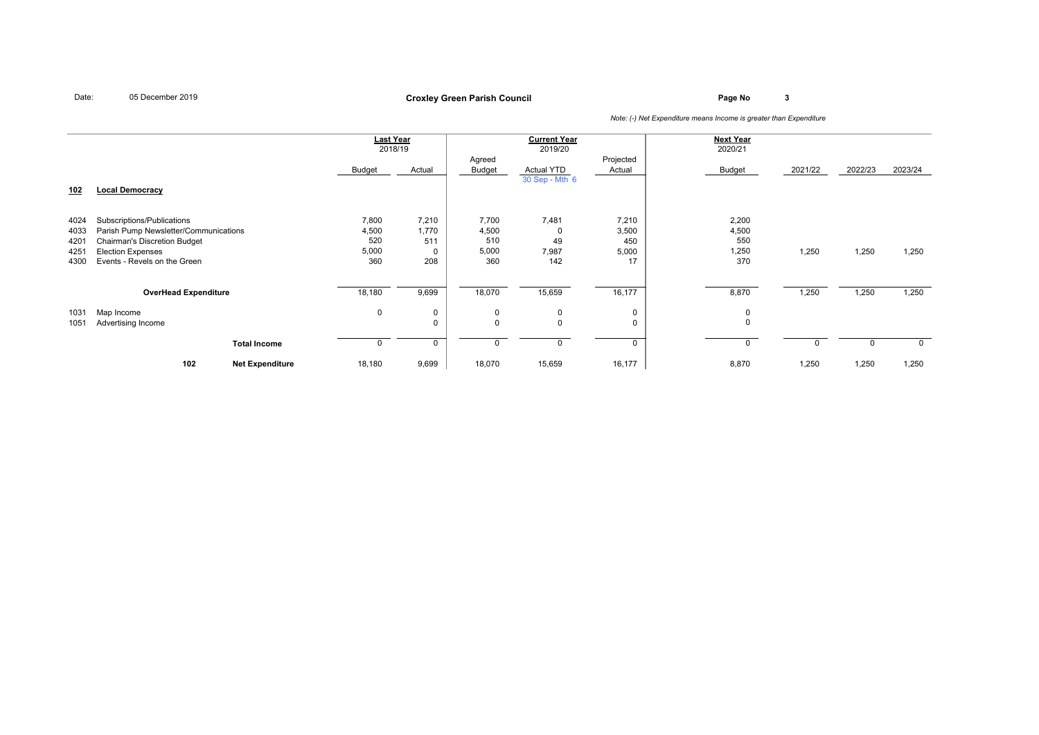Date: 05 December 2019

**Croxley Green Parish Council**

*Note: (-) Net Expenditure means Income is greater than Expenditure*

| | | Last Year 2018/19 | | Current Year 2019/20 | | | Next Year 2020/21 | | | |
|---|---|---|---|---|---|---|---|---|---|---|
| | | Budget | Actual | Agreed Budget | Actual YTD 30 Sep - Mth 6 | Projected Actual | Budget | 2021/22 | 2022/23 | 2023/24 |
| **102** | **Local Democracy** | | | | | | | | | |
| 4024 | Subscriptions/Publications | 7,800 | 7,210 | 7,700 | 7,481 | 7,210 | 2,200 | | | |
| 4033 | Parish Pump Newsletter/Communications | 4,500 | 1,770 | 4,500 | 0 | 3,500 | 4,500 | | | |
| 4201 | Chairman's Discretion Budget | 520 | 511 | 510 | 49 | 450 | 550 | | | |
| 4251 | Election Expenses | 5,000 | 0 | 5,000 | 7,987 | 5,000 | 1,250 | 1,250 | 1,250 | 1,250 |
| 4300 | Events - Revels on the Green | 360 | 208 | 360 | 142 | 17 | 370 | | | |
| | **OverHead Expenditure** | 18,180 | 9,699 | 18,070 | 15,659 | 16,177 | 8,870 | 1,250 | 1,250 | 1,250 |
| 1031 | Map Income | 0 | 0 | 0 | 0 | 0 | 0 | | | |
| 1051 | Advertising Income | | 0 | 0 | 0 | 0 | 0 | | | |
| | **Total Income** | 0 | 0 | 0 | 0 | 0 | 0 | 0 | 0 | 0 |
| 102 | **Net Expenditure** | 18,180 | 9,699 | 18,070 | 15,659 | 16,177 | 8,870 | 1,250 | 1,250 | 1,250 |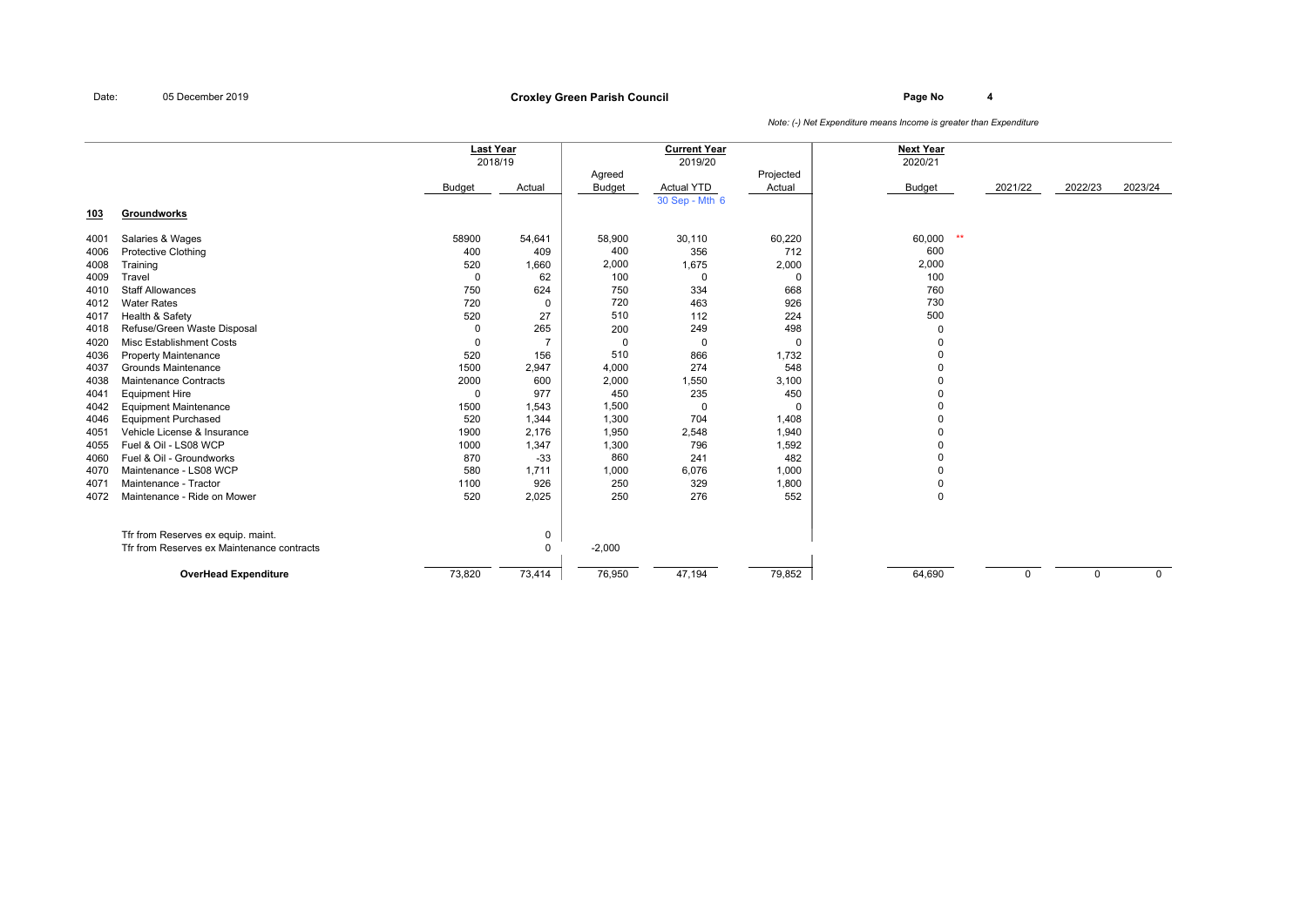Date: 05 December 2019

**Croxley Green Parish Council**

*Note: (-) Net Expenditure means Income is greater than Expenditure*

| | | Last Year 2018/19 | | Current Year 2019/20 | | | Next Year 2020/21 | | | |
|---|---|---|---|---|---|---|---|---|---|---|
| | | Budget | Actual | Agreed Budget | Actual YTD 30 Sep - Mth 6 | Projected Actual | Budget | 2021/22 | 2022/23 | 2023/24 |
| **103** | **Groundworks** | | | | | | | | | |
| 4001 | Salaries & Wages | 58900 | 54,641 | 58,900 | 30,110 | 60,220 | 60,000 ** | | | |
| 4006 | Protective Clothing | 400 | 409 | 400 | 356 | 712 | 600 | | | |
| 4008 | Training | 520 | 1,660 | 2,000 | 1,675 | 2,000 | 2,000 | | | |
| 4009 | Travel | 0 | 62 | 100 | 0 | 0 | 100 | | | |
| 4010 | Staff Allowances | 750 | 624 | 750 | 334 | 668 | 760 | | | |
| 4012 | Water Rates | 720 | 0 | 720 | 463 | 926 | 730 | | | |
| 4017 | Health & Safety | 520 | 27 | 510 | 112 | 224 | 500 | | | |
| 4018 | Refuse/Green Waste Disposal | 0 | 265 | 200 | 249 | 498 | 0 | | | |
| 4020 | Misc Establishment Costs | 0 | 7 | 0 | 0 | 0 | 0 | | | |
| 4036 | Property Maintenance | 520 | 156 | 510 | 866 | 1,732 | 0 | | | |
| 4037 | Grounds Maintenance | 1500 | 2,947 | 4,000 | 274 | 548 | 0 | | | |
| 4038 | Maintenance Contracts | 2000 | 600 | 2,000 | 1,550 | 3,100 | 0 | | | |
| 4041 | Equipment Hire | 0 | 977 | 450 | 235 | 450 | 0 | | | |
| 4042 | Equipment Maintenance | 1500 | 1,543 | 1,500 | 0 | 0 | 0 | | | |
| 4046 | Equipment Purchased | 520 | 1,344 | 1,300 | 704 | 1,408 | 0 | | | |
| 4051 | Vehicle License & Insurance | 1900 | 2,176 | 1,950 | 2,548 | 1,940 | 0 | | | |
| 4055 | Fuel & Oil - LS08 WCP | 1000 | 1,347 | 1,300 | 796 | 1,592 | 0 | | | |
| 4060 | Fuel & Oil - Groundworks | 870 | -33 | 860 | 241 | 482 | 0 | | | |
| 4070 | Maintenance - LS08 WCP | 580 | 1,711 | 1,000 | 6,076 | 1,000 | 0 | | | |
| 4071 | Maintenance - Tractor | 1100 | 926 | 250 | 329 | 1,800 | 0 | | | |
| 4072 | Maintenance - Ride on Mower | 520 | 2,025 | 250 | 276 | 552 | 0 | | | |
| | Tfr from Reserves ex equip. maint. | | 0 | | | | | | | |
| | Tfr from Reserves ex Maintenance contracts | | 0 | -2,000 | | | | | | |
| | **OverHead Expenditure** | 73,820 | 73,414 | 76,950 | 47,194 | 79,852 | 64,690 | 0 | 0 | 0 |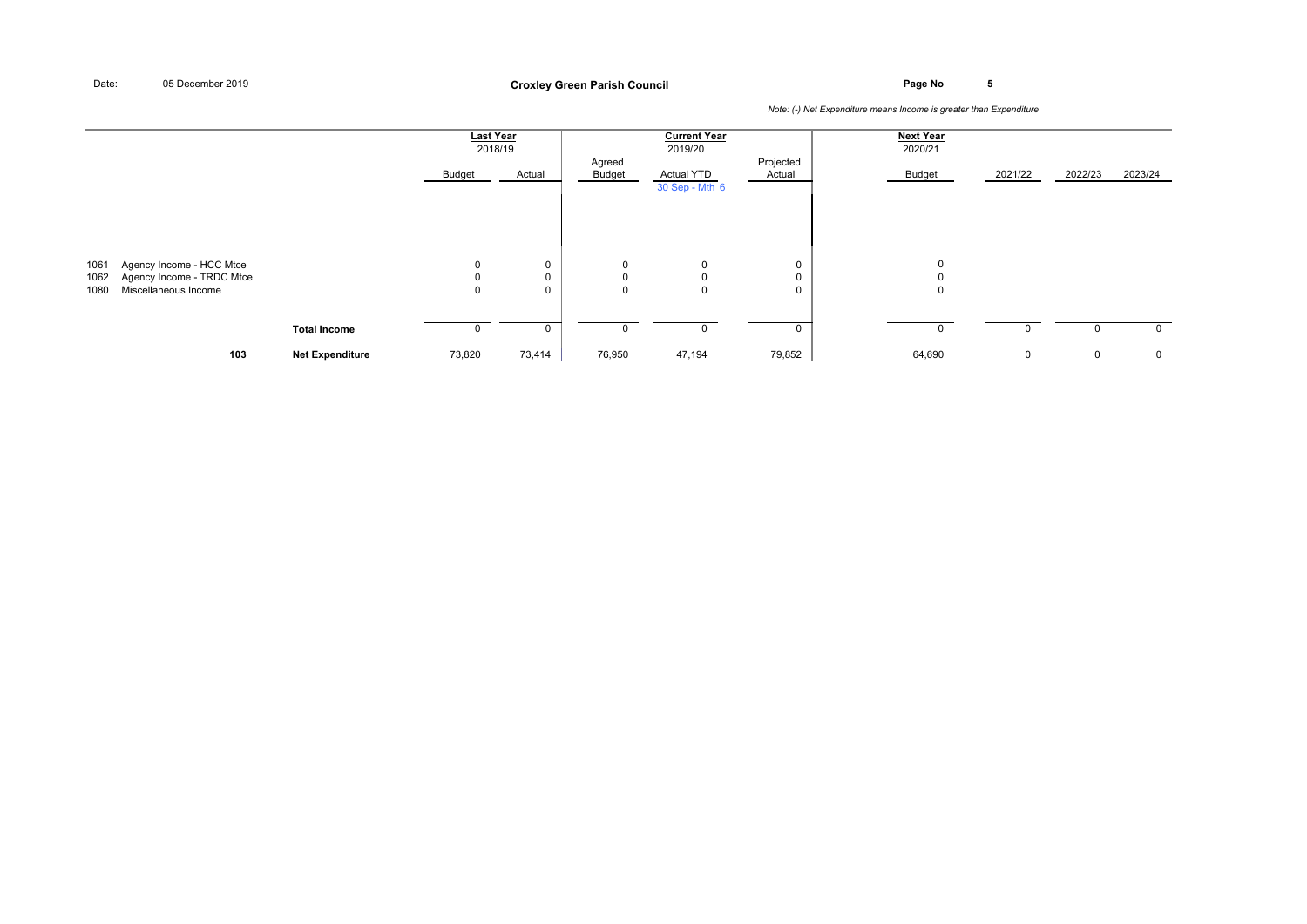**Croxley Green Parish Council**

Date: 05 December 2019

*Note: (-) Net Expenditure means Income is greater than Expenditure*

| | | Last Year 2018/19 | | Current Year 2019/20 | | | Next Year 2020/21 | | | |
|---|---|---|---|---|---|---|---|---|---|---|
| | | Budget | Actual | Agreed Budget | Actual YTD 30 Sep - Mth 6 | Projected Actual | Budget | 2021/22 | 2022/23 | 2023/24 |
| 1061 | Agency Income - HCC Mtce | 0 | 0 | 0 | 0 | 0 | 0 | | | |
| 1062 | Agency Income - TRDC Mtce | 0 | 0 | 0 | 0 | 0 | 0 | | | |
| 1080 | Miscellaneous Income | 0 | 0 | 0 | 0 | 0 | 0 | | | |
| | **Total Income** | 0 | 0 | 0 | 0 | 0 | 0 | 0 | 0 | 0 |
| **103** | **Net Expenditure** | 73,820 | 73,414 | 76,950 | 47,194 | 79,852 | 64,690 | 0 | 0 | 0 |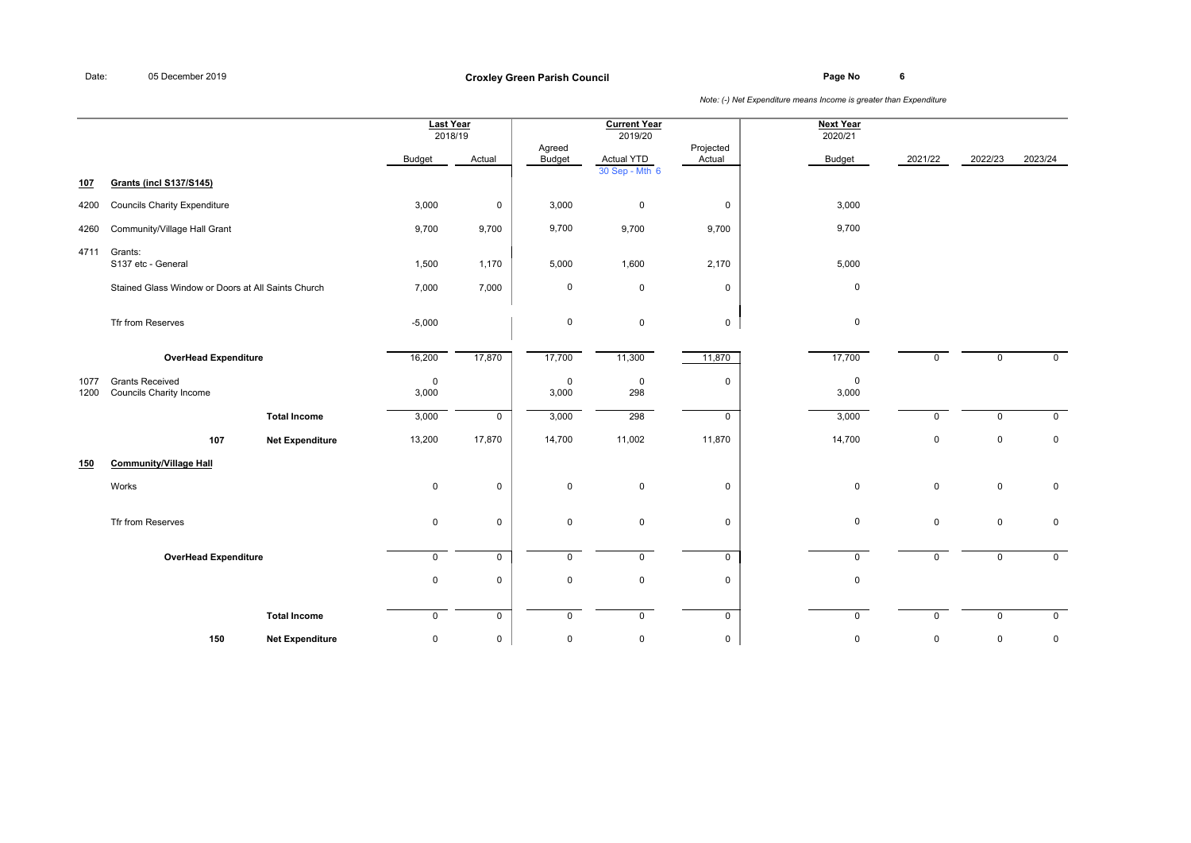Date: 05 December 2019

**Croxley Green Parish Council**

*Note: (-) Net Expenditure means Income is greater than Expenditure*

| | | | Last Year 2018/19 | | Current Year 2019/20 | | | Next Year 2020/21 | | | |
|---|---|---|---|---|---|---|---|---|---|---|---|
| | | | Budget | Actual | Agreed Budget | Actual YTD 30 Sep - Mth 6 | Projected Actual | Budget | 2021/22 | 2022/23 | 2023/24 |
| **107** | **Grants (incl S137/S145)** | | | | | | | | | | |
| 4200 | Councils Charity Expenditure | | 3,000 | 0 | 3,000 | 0 | 0 | 3,000 | | | |
| 4260 | Community/Village Hall Grant | | 9,700 | 9,700 | 9,700 | 9,700 | 9,700 | 9,700 | | | |
| 4711 | Grants: S137 etc - General | | 1,500 | 1,170 | 5,000 | 1,600 | 2,170 | 5,000 | | | |
| | Stained Glass Window or Doors at All Saints Church | | 7,000 | 7,000 | 0 | 0 | 0 | 0 | | | |
| | Tfr from Reserves | | -5,000 | | 0 | 0 | 0 | 0 | | | |
| | **OverHead Expenditure** | | 16,200 | 17,870 | 17,700 | 11,300 | 11,870 | 17,700 | 0 | 0 | 0 |
| 1077 | Grants Received | | 0 | | 0 | 0 | 0 | 0 | | | |
| 1200 | Councils Charity Income | | 3,000 | | 3,000 | 298 | | 3,000 | | | |
| | | **Total Income** | 3,000 | 0 | 3,000 | 298 | 0 | 3,000 | 0 | 0 | 0 |
| | **107** | **Net Expenditure** | 13,200 | 17,870 | 14,700 | 11,002 | 11,870 | 14,700 | 0 | 0 | 0 |
| **150** | **Community/Village Hall** | | | | | | | | | | |
| | Works | | 0 | 0 | 0 | 0 | 0 | 0 | 0 | 0 | 0 |
| | Tfr from Reserves | | 0 | 0 | 0 | 0 | 0 | 0 | 0 | 0 | 0 |
| | **OverHead Expenditure** | | 0 | 0 | 0 | 0 | 0 | 0 | 0 | 0 | 0 |
| | | | 0 | 0 | 0 | 0 | 0 | 0 | | | |
| | | **Total Income** | 0 | 0 | 0 | 0 | 0 | 0 | 0 | 0 | 0 |
| | **150** | **Net Expenditure** | 0 | 0 | 0 | 0 | 0 | 0 | 0 | 0 | 0 |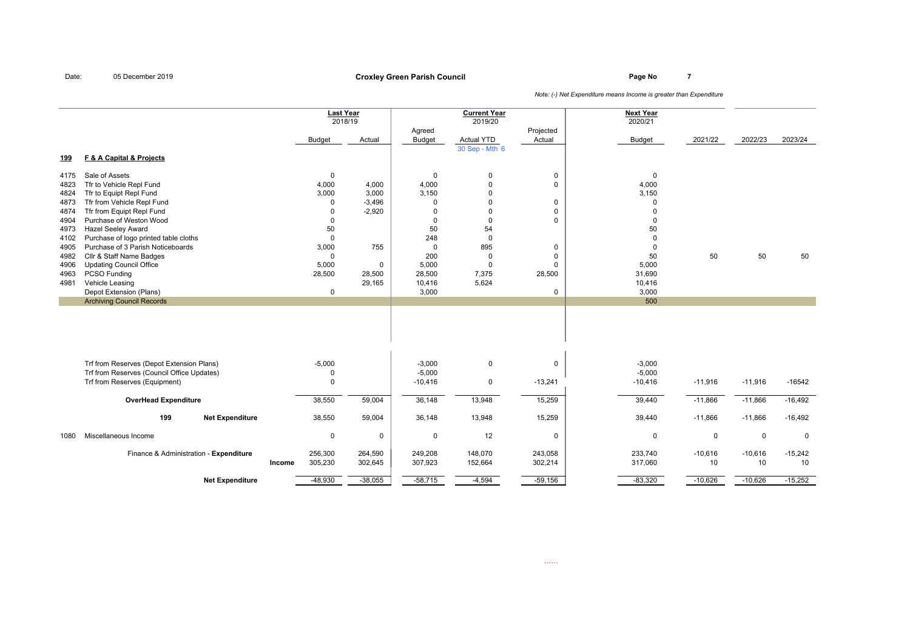Date: 05 December 2019

**Croxley Green Parish Council**

*Note: (-) Net Expenditure means Income is greater than Expenditure*

| | | Last Year 2018/19 | | Current Year 2019/20 | | | Next Year 2020/21 | | | |
|---|---|---|---|---|---|---|---|---|---|---|
| | | Budget | Actual | Agreed Budget | Actual YTD 30 Sep - Mth 6 | Projected Actual | Budget | 2021/22 | 2022/23 | 2023/24 |
| **199** | **F & A Capital & Projects** | | | | | | | | | |
| 4175 | Sale of Assets | 0 | | 0 | 0 | 0 | 0 | | | |
| 4823 | Tfr to Vehicle Repl Fund | 4,000 | 4,000 | 4,000 | 0 | 0 | 4,000 | | | |
| 4824 | Tfr to Equipt Repl Fund | 3,000 | 3,000 | 3,150 | 0 | | 3,150 | | | |
| 4873 | Tfr from Vehicle Repl Fund | 0 | -3,496 | 0 | 0 | 0 | 0 | | | |
| 4874 | Tfr from Equipt Repl Fund | 0 | -2,920 | 0 | 0 | 0 | 0 | | | |
| 4904 | Purchase of Weston Wood | 0 | | 0 | 0 | 0 | 0 | | | |
| 4973 | Hazel Seeley Award | 50 | | 50 | 54 | | 50 | | | |
| 4102 | Purchase of logo printed table cloths | 0 | | 248 | 0 | | 0 | | | |
| 4905 | Purchase of 3 Parish Noticeboards | 3,000 | 755 | 0 | 895 | 0 | 0 | | | |
| 4982 | Cllr & Staff Name Badges | 0 | | 200 | 0 | 0 | 50 | 50 | 50 | 50 |
| 4906 | Updating Council Office | 5,000 | 0 | 5,000 | 0 | 0 | 5,000 | | | |
| 4963 | PCSO Funding | 28,500 | 28,500 | 28,500 | 7,375 | 28,500 | 31,690 | | | |
| 4981 | Vehicle Leasing | | 29,165 | 10,416 | 5,624 | | 10,416 | | | |
| | Depot Extension (Plans) | 0 | | 3,000 | | 0 | 3,000 | | | |
| | Archiving Council Records | | | | | | 500 | | | |
| | Trf from Reserves (Depot Extension Plans) | -5,000 | | -3,000 | 0 | 0 | -3,000 | | | |
| | Trf from Reserves (Council Office Updates) | 0 | | -5,000 | | | -5,000 | | | |
| | Trf from Reserves (Equipment) | 0 | | -10,416 | 0 | -13,241 | -10,416 | -11,916 | -11,916 | -16542 |
| | **OverHead Expenditure** | 38,550 | 59,004 | 36,148 | 13,948 | 15,259 | 39,440 | -11,866 | -11,866 | -16,492 |
| | **199 Net Expenditure** | 38,550 | 59,004 | 36,148 | 13,948 | 15,259 | 39,440 | -11,866 | -11,866 | -16,492 |
| 1080 | Miscellaneous Income | 0 | 0 | 0 | 12 | 0 | 0 | 0 | 0 | 0 |
| | Finance & Administration - **Expenditure** | 256,300 | 264,590 | 249,208 | 148,070 | 243,058 | 233,740 | -10,616 | -10,616 | -15,242 |
| | **Income** | 305,230 | 302,645 | 307,923 | 152,664 | 302,214 | 317,060 | 10 | 10 | 10 |
| | **Net Expenditure** | -48,930 | -38,055 | -58,715 | -4,594 | -59,156 | -83,320 | -10,626 | -10,626 | -15,252 |

......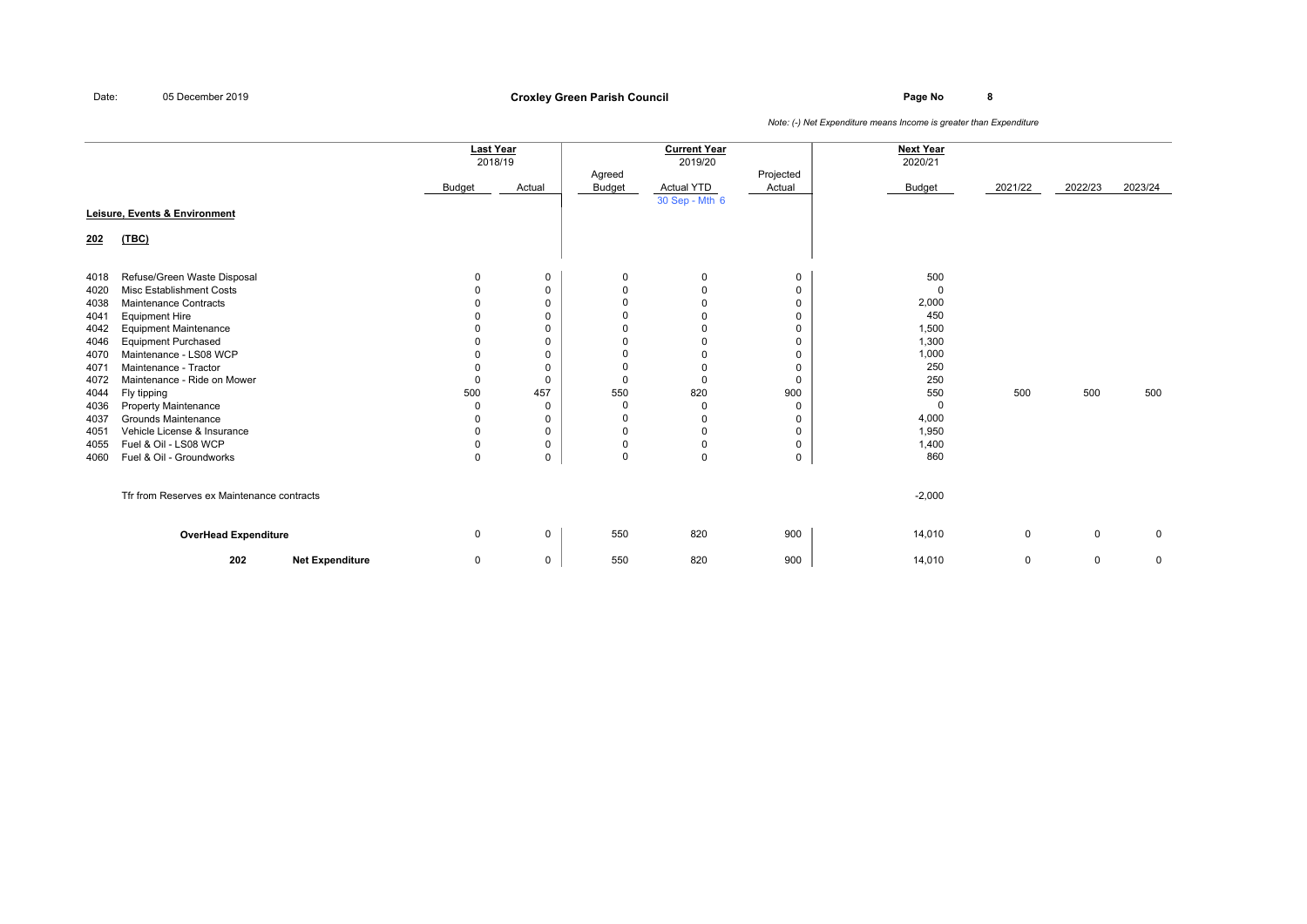**Croxley Green Parish Council**

Date: 05 December 2019

*Note: (-) Net Expenditure means Income is greater than Expenditure*

| | | Last Year 2018/19 | | Current Year 2019/20 | | | Next Year 2020/21 | | | |
|---|---|---|---|---|---|---|---|---|---|---|
| | | Budget | Actual | Agreed Budget | Actual YTD 30 Sep - Mth 6 | Projected Actual | Budget | 2021/22 | 2022/23 | 2023/24 |
| **Leisure, Events & Environment** | | | | | | | | | | |
| **202** | **(TBC)** | | | | | | | | | |
| 4018 | Refuse/Green Waste Disposal | 0 | 0 | 0 | 0 | 0 | 500 | | | |
| 4020 | Misc Establishment Costs | 0 | 0 | 0 | 0 | 0 | 0 | | | |
| 4038 | Maintenance Contracts | 0 | 0 | 0 | 0 | 0 | 2,000 | | | |
| 4041 | Equipment Hire | 0 | 0 | 0 | 0 | 0 | 450 | | | |
| 4042 | Equipment Maintenance | 0 | 0 | 0 | 0 | 0 | 1,500 | | | |
| 4046 | Equipment Purchased | 0 | 0 | 0 | 0 | 0 | 1,300 | | | |
| 4070 | Maintenance - LS08 WCP | 0 | 0 | 0 | 0 | 0 | 1,000 | | | |
| 4071 | Maintenance - Tractor | 0 | 0 | 0 | 0 | 0 | 250 | | | |
| 4072 | Maintenance - Ride on Mower | 0 | 0 | 0 | 0 | 0 | 250 | | | |
| 4044 | Fly tipping | 500 | 457 | 550 | 820 | 900 | 550 | 500 | 500 | 500 |
| 4036 | Property Maintenance | 0 | 0 | 0 | 0 | 0 | 0 | | | |
| 4037 | Grounds Maintenance | 0 | 0 | 0 | 0 | 0 | 4,000 | | | |
| 4051 | Vehicle License & Insurance | 0 | 0 | 0 | 0 | 0 | 1,950 | | | |
| 4055 | Fuel & Oil - LS08 WCP | 0 | 0 | 0 | 0 | 0 | 1,400 | | | |
| 4060 | Fuel & Oil - Groundworks | 0 | 0 | 0 | 0 | 0 | 860 | | | |
| | Tfr from Reserves ex Maintenance contracts | | | | | | -2,000 | | | |
| | **OverHead Expenditure** | 0 | 0 | 550 | 820 | 900 | 14,010 | 0 | 0 | 0 |
| **202** | **Net Expenditure** | 0 | 0 | 550 | 820 | 900 | 14,010 | 0 | 0 | 0 |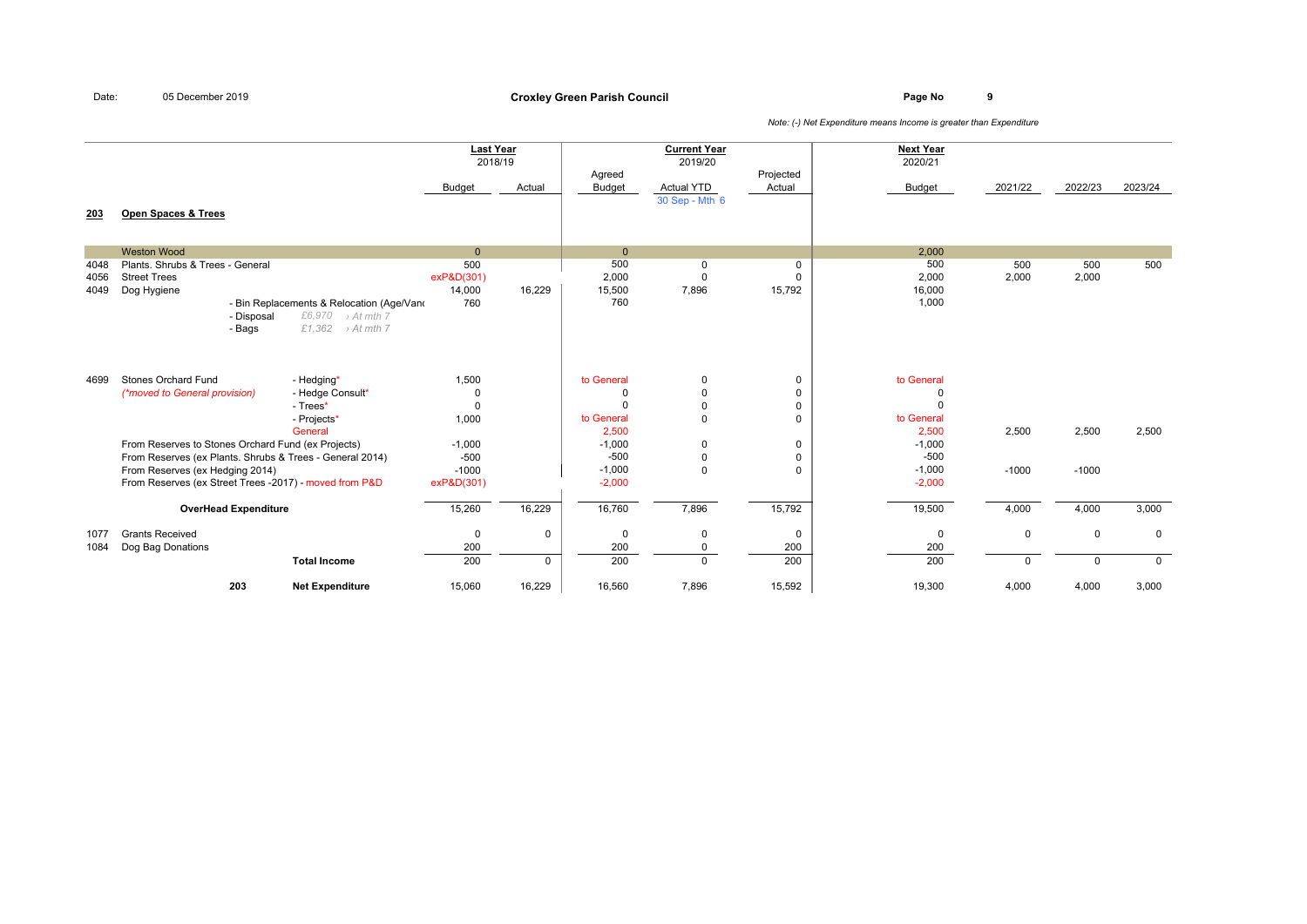Date: 05 December 2019

## Croxley Green Parish Council

*Note: (-) Net Expenditure means Income is greater than Expenditure*

| Code | Description | | Last Year 2018/19 Budget | Last Year 2018/19 Actual | Current Year 2019/20 Agreed Budget | Current Year 2019/20 Actual YTD (30 Sep - Mth 6) | Current Year 2019/20 Projected Actual | Next Year 2020/21 Budget | 2021/22 | 2022/23 | 2023/24 |
|---|---|---|---|---|---|---|---|---|---|---|---|
| **203** | **Open Spaces & Trees** | | | | | | | | | | |
| | Weston Wood | | 0 | | 0 | | | 2,000 | | | |
| 4048 | Plants. Shrubs & Trees - General | | 500 | | 500 | 0 | 0 | 500 | 500 | 500 | 500 |
| 4056 | Street Trees | | exP&D(301) | | 2,000 | 0 | 0 | 2,000 | 2,000 | 2,000 | |
| 4049 | Dog Hygiene | | 14,000 | 16,229 | 15,500 | 7,896 | 15,792 | 16,000 | | | |
| | | - Bin Replacements & Relocation (Age/Vand | 760 | | 760 | | | 1,000 | | | |
| | | - Disposal £6,970 › At mth 7 | | | | | | | | | |
| | | - Bags £1,362 › At mth 7 | | | | | | | | | |
| 4699 | Stones Orchard Fund | - Hedging* | 1,500 | | to General | 0 | 0 | to General | | | |
| | *(\*moved to General provision)* | - Hedge Consult* | 0 | | 0 | 0 | 0 | 0 | | | |
| | | - Trees* | 0 | | 0 | 0 | 0 | 0 | | | |
| | | - Projects* | 1,000 | | to General | 0 | 0 | to General | | | |
| | | General | | | 2,500 | | | 2,500 | 2,500 | 2,500 | 2,500 |
| | From Reserves to Stones Orchard Fund (ex Projects) | | -1,000 | | -1,000 | 0 | 0 | -1,000 | | | |
| | From Reserves (ex Plants. Shrubs & Trees - General 2014) | | -500 | | -500 | 0 | 0 | -500 | | | |
| | From Reserves (ex Hedging 2014) | | -1000 | | -1,000 | 0 | 0 | -1,000 | -1000 | -1000 | |
| | From Reserves (ex Street Trees -2017) - moved from P&D | | exP&D(301) | | -2,000 | | | -2,000 | | | |
| | **OverHead Expenditure** | | 15,260 | 16,229 | 16,760 | 7,896 | 15,792 | 19,500 | 4,000 | 4,000 | 3,000 |
| 1077 | Grants Received | | 0 | 0 | 0 | 0 | 0 | 0 | 0 | 0 | 0 |
| 1084 | Dog Bag Donations | | 200 | | 200 | 0 | 200 | 200 | | | |
| | | **Total Income** | 200 | 0 | 200 | 0 | 200 | 200 | 0 | 0 | 0 |
| | 203 | **Net Expenditure** | 15,060 | 16,229 | 16,560 | 7,896 | 15,592 | 19,300 | 4,000 | 4,000 | 3,000 |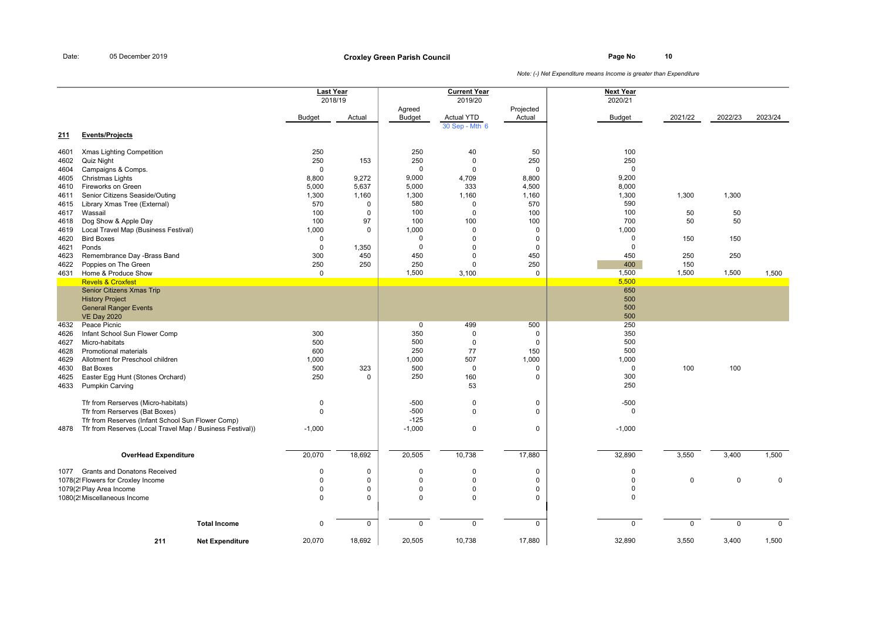Date: 05 December 2019

**Croxley Green Parish Council**

*Note: (-) Net Expenditure means Income is greater than Expenditure*

| | | Last Year 2018/19 | | Current Year 2019/20 | | | Next Year 2020/21 | | | |
|---|---|---|---|---|---|---|---|---|---|---|
| | | Budget | Actual | Agreed Budget | Actual YTD 30 Sep - Mth 6 | Projected Actual | Budget | 2021/22 | 2022/23 | 2023/24 |
| **211** | **Events/Projects** | | | | | | | | | |
| 4601 | Xmas Lighting Competition | 250 | | 250 | 40 | 50 | 100 | | | |
| 4602 | Quiz Night | 250 | 153 | 250 | 0 | 250 | 250 | | | |
| 4604 | Campaigns & Comps. | 0 | | 0 | 0 | 0 | 0 | | | |
| 4605 | Christmas Lights | 8,800 | 9,272 | 9,000 | 4,709 | 8,800 | 9,200 | | | |
| 4610 | Fireworks on Green | 5,000 | 5,637 | 5,000 | 333 | 4,500 | 8,000 | | | |
| 4611 | Senior Citizens Seaside/Outing | 1,300 | 1,160 | 1,300 | 1,160 | 1,160 | 1,300 | 1,300 | 1,300 | |
| 4615 | Library Xmas Tree (External) | 570 | 0 | 580 | 0 | 570 | 590 | | | |
| 4617 | Wassail | 100 | 0 | 100 | 0 | 100 | 100 | 50 | 50 | |
| 4618 | Dog Show & Apple Day | 100 | 97 | 100 | 100 | 100 | 700 | 50 | 50 | |
| 4619 | Local Travel Map (Business Festival) | 1,000 | 0 | 1,000 | 0 | 0 | 1,000 | | | |
| 4620 | Bird Boxes | 0 | | 0 | 0 | 0 | 0 | 150 | 150 | |
| 4621 | Ponds | 0 | 1,350 | 0 | 0 | 0 | 0 | | | |
| 4623 | Remembrance Day -Brass Band | 300 | 450 | 450 | 0 | 450 | 450 | 250 | 250 | |
| 4622 | Poppies on The Green | 250 | 250 | 250 | 0 | 250 | 400 | 150 | | |
| 4631 | Home & Produce Show | 0 | | 1,500 | 3,100 | 0 | 1,500 | 1,500 | 1,500 | 1,500 |
| | Revels & Croxfest | | | | | | 5,500 | | | |
| | Senior Citizens Xmas Trip | | | | | | 650 | | | |
| | History Project | | | | | | 500 | | | |
| | General Ranger Events | | | | | | 500 | | | |
| | VE Day 2020 | | | | | | 500 | | | |
| 4632 | Peace Picnic | | | 0 | 499 | 500 | 250 | | | |
| 4626 | Infant School Sun Flower Comp | 300 | | 350 | 0 | 0 | 350 | | | |
| 4627 | Micro-habitats | 500 | | 500 | 0 | 0 | 500 | | | |
| 4628 | Promotional materials | 600 | | 250 | 77 | 150 | 500 | | | |
| 4629 | Allotment for Preschool children | 1,000 | | 1,000 | 507 | 1,000 | 1,000 | | | |
| 4630 | Bat Boxes | 500 | 323 | 500 | 0 | 0 | 0 | 100 | 100 | |
| 4625 | Easter Egg Hunt (Stones Orchard) | 250 | 0 | 250 | 160 | 0 | 300 | | | |
| 4633 | Pumpkin Carving | | | | 53 | | 250 | | | |
| | Tfr from Rerserves (Micro-habitats) | 0 | | -500 | 0 | 0 | -500 | | | |
| | Tfr from Rerserves (Bat Boxes) | 0 | | -500 | 0 | 0 | 0 | | | |
| | Tfr from Reserves (Infant School Sun Flower Comp) | | | -125 | | | | | | |
| 4878 | Tfr from Reserves (Local Travel Map / Business Festival)) | -1,000 | | -1,000 | 0 | 0 | -1,000 | | | |
| | **OverHead Expenditure** | 20,070 | 18,692 | 20,505 | 10,738 | 17,880 | 32,890 | 3,550 | 3,400 | 1,500 |
| 1077 | Grants and Donatons Received | 0 | 0 | 0 | 0 | 0 | 0 | | | |
| 1078(2! | Flowers for Croxley Income | 0 | 0 | 0 | 0 | 0 | 0 | 0 | 0 | 0 |
| 1079(2! | Play Area Income | 0 | 0 | 0 | 0 | 0 | 0 | | | |
| 1080(2! | Miscellaneous Income | 0 | 0 | 0 | 0 | 0 | 0 | | | |
| | **Total Income** | 0 | 0 | 0 | 0 | 0 | 0 | 0 | 0 | 0 |
| 211 | **Net Expenditure** | 20,070 | 18,692 | 20,505 | 10,738 | 17,880 | 32,890 | 3,550 | 3,400 | 1,500 |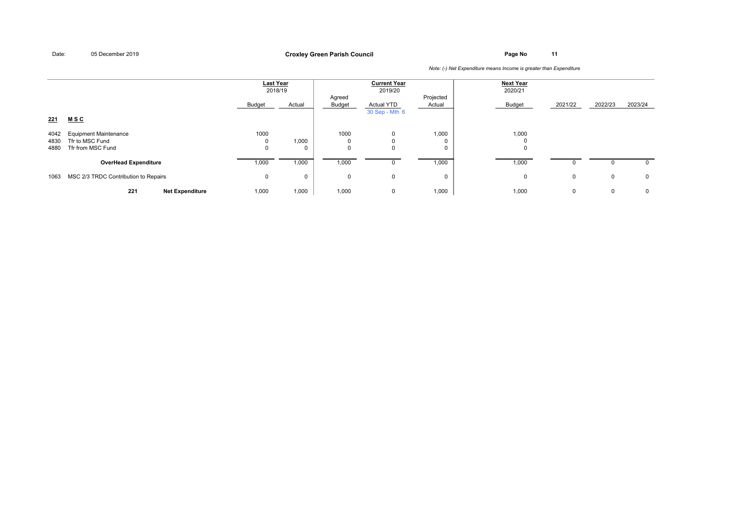Date: 05 December 2019

**Croxley Green Parish Council**

*Note: (-) Net Expenditure means Income is greater than Expenditure*

| | | Last Year 2018/19 | | Current Year 2019/20 | | | Next Year 2020/21 | | | |
|---|---|---|---|---|---|---|---|---|---|---|
| | | Budget | Actual | Agreed Budget | Actual YTD 30 Sep - Mth 6 | Projected Actual | Budget | 2021/22 | 2022/23 | 2023/24 |
| **221** | **M S C** | | | | | | | | | |
| 4042 | Equipment Maintenance | 1000 | | 1000 | 0 | 1,000 | 1,000 | | | |
| 4830 | Tfr to MSC Fund | 0 | 1,000 | 0 | 0 | 0 | 0 | | | |
| 4880 | Tfr from MSC Fund | 0 | 0 | 0 | 0 | 0 | 0 | | | |
| | **OverHead Expenditure** | 1,000 | 1,000 | 1,000 | 0 | 1,000 | 1,000 | 0 | 0 | 0 |
| 1063 | MSC 2/3 TRDC Contribution to Repairs | 0 | 0 | 0 | 0 | 0 | 0 | 0 | 0 | 0 |
| | **221 Net Expenditure** | 1,000 | 1,000 | 1,000 | 0 | 1,000 | 1,000 | 0 | 0 | 0 |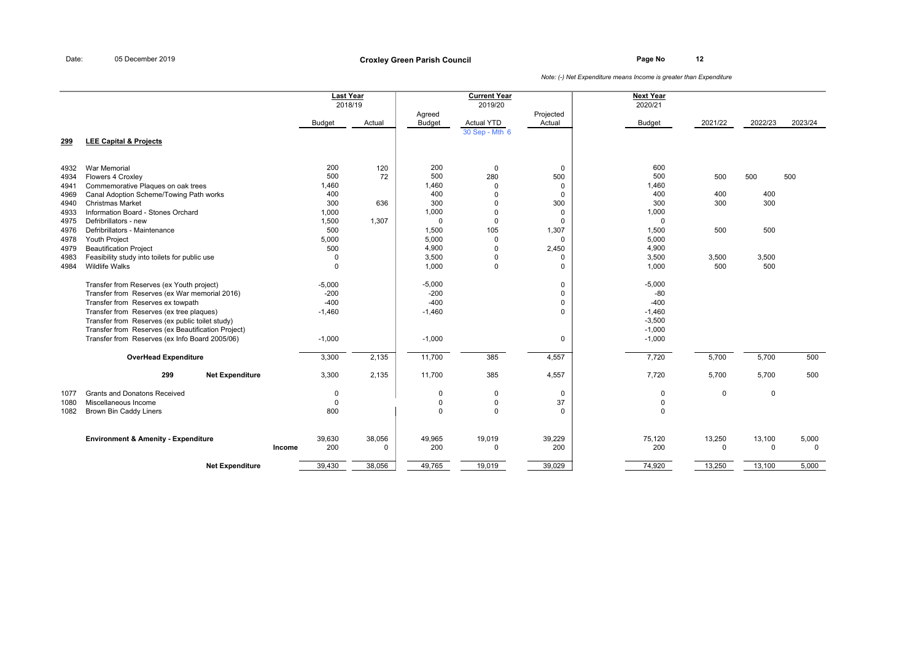Date: 05 December 2019

**Croxley Green Parish Council**

*Note: (-) Net Expenditure means Income is greater than Expenditure*

| Code | Description | Last Year 2018/19 Budget | Last Year 2018/19 Actual | Current Year 2019/20 Agreed Budget | Current Year 2019/20 Actual YTD 30 Sep - Mth 6 | Current Year 2019/20 Projected Actual | Next Year 2020/21 Budget | 2021/22 | 2022/23 | 2023/24 |
|---|---|---|---|---|---|---|---|---|---|---|
| **299** | **LEE Capital & Projects** | | | | | | | | | |
| 4932 | War Memorial | 200 | 120 | 200 | 0 | 0 | 600 | | | |
| 4934 | Flowers 4 Croxley | 500 | 72 | 500 | 280 | 500 | 500 | 500 | 500 | 500 |
| 4941 | Commemorative Plaques on oak trees | 1,460 | | 1,460 | 0 | 0 | 1,460 | | | |
| 4969 | Canal Adoption Scheme/Towing Path works | 400 | | 400 | 0 | 0 | 400 | 400 | 400 | |
| 4940 | Christmas Market | 300 | 636 | 300 | 0 | 300 | 300 | 300 | 300 | |
| 4933 | Information Board - Stones Orchard | 1,000 | | 1,000 | 0 | 0 | 1,000 | | | |
| 4975 | Defribrillators - new | 1,500 | 1,307 | 0 | 0 | 0 | 0 | | | |
| 4976 | Defribrillators - Maintenance | 500 | | 1,500 | 105 | 1,307 | 1,500 | 500 | 500 | |
| 4978 | Youth Project | 5,000 | | 5,000 | 0 | 0 | 5,000 | | | |
| 4979 | Beautification Project | 500 | | 4,900 | 0 | 2,450 | 4,900 | | | |
| 4983 | Feasibility study into toilets for public use | 0 | | 3,500 | 0 | 0 | 3,500 | 3,500 | 3,500 | |
| 4984 | Wildlife Walks | 0 | | 1,000 | 0 | 0 | 1,000 | 500 | 500 | |
| | Transfer from Reserves (ex Youth project) | -5,000 | | -5,000 | | 0 | -5,000 | | | |
| | Transfer from Reserves (ex War memorial 2016) | -200 | | -200 | | 0 | -80 | | | |
| | Transfer from Reserves ex towpath | -400 | | -400 | | 0 | -400 | | | |
| | Transfer from Reserves (ex tree plaques) | -1,460 | | -1,460 | | 0 | -1,460 | | | |
| | Transfer from Reserves (ex public toilet study) | | | | | | -3,500 | | | |
| | Transfer from Reserves (ex Beautification Project) | | | | | | -1,000 | | | |
| | Transfer from Reserves (ex Info Board 2005/06) | -1,000 | | -1,000 | | 0 | -1,000 | | | |
| | **OverHead Expenditure** | 3,300 | 2,135 | 11,700 | 385 | 4,557 | 7,720 | 5,700 | 5,700 | 500 |
| | **299 Net Expenditure** | 3,300 | 2,135 | 11,700 | 385 | 4,557 | 7,720 | 5,700 | 5,700 | 500 |
| 1077 | Grants and Donatons Received | 0 | | 0 | 0 | 0 | 0 | 0 | 0 | |
| 1080 | Miscellaneous Income | 0 | | 0 | 0 | 37 | 0 | | | |
| 1082 | Brown Bin Caddy Liners | 800 | | 0 | 0 | 0 | 0 | | | |
| | **Environment & Amenity - Expenditure** | 39,630 | 38,056 | 49,965 | 19,019 | 39,229 | 75,120 | 13,250 | 13,100 | 5,000 |
| | **Income** | 200 | 0 | 200 | 0 | 200 | 200 | 0 | 0 | 0 |
| | **Net Expenditure** | 39,430 | 38,056 | 49,765 | 19,019 | 39,029 | 74,920 | 13,250 | 13,100 | 5,000 |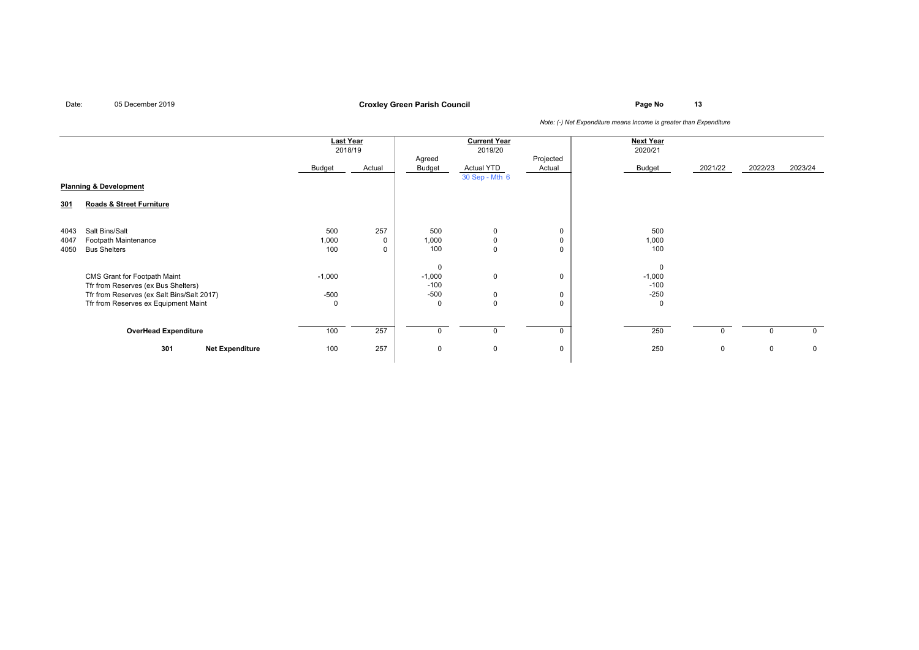*Note: (-) Net Expenditure means Income is greater than Expenditure*

| | | Last Year 2018/19 Budget | Last Year 2018/19 Actual | Current Year 2019/20 Agreed Budget | Current Year 2019/20 Actual YTD 30 Sep - Mth 6 | Current Year 2019/20 Projected Actual | Next Year 2020/21 Budget | 2021/22 | 2022/23 | 2023/24 |
|---|---|---|---|---|---|---|---|---|---|---|
| **Planning & Development** | | | | | | | | | | |
| **301** | **Roads & Street Furniture** | | | | | | | | | |
| 4043 | Salt Bins/Salt | 500 | 257 | 500 | 0 | 0 | 500 | | | |
| 4047 | Footpath Maintenance | 1,000 | 0 | 1,000 | 0 | 0 | 1,000 | | | |
| 4050 | Bus Shelters | 100 | 0 | 100 | 0 | 0 | 100 | | | |
| | | | | 0 | | | 0 | | | |
| | CMS Grant for Footpath Maint | -1,000 | | -1,000 | 0 | 0 | -1,000 | | | |
| | Tfr from Reserves (ex Bus Shelters) | | | -100 | | | -100 | | | |
| | Tfr from Reserves (ex Salt Bins/Salt 2017) | -500 | | -500 | 0 | 0 | -250 | | | |
| | Tfr from Reserves ex Equipment Maint | 0 | | 0 | 0 | 0 | 0 | | | |
| | **OverHead Expenditure** | 100 | 257 | 0 | 0 | 0 | 250 | 0 | 0 | 0 |
| **301** | **Net Expenditure** | 100 | 257 | 0 | 0 | 0 | 250 | 0 | 0 | 0 |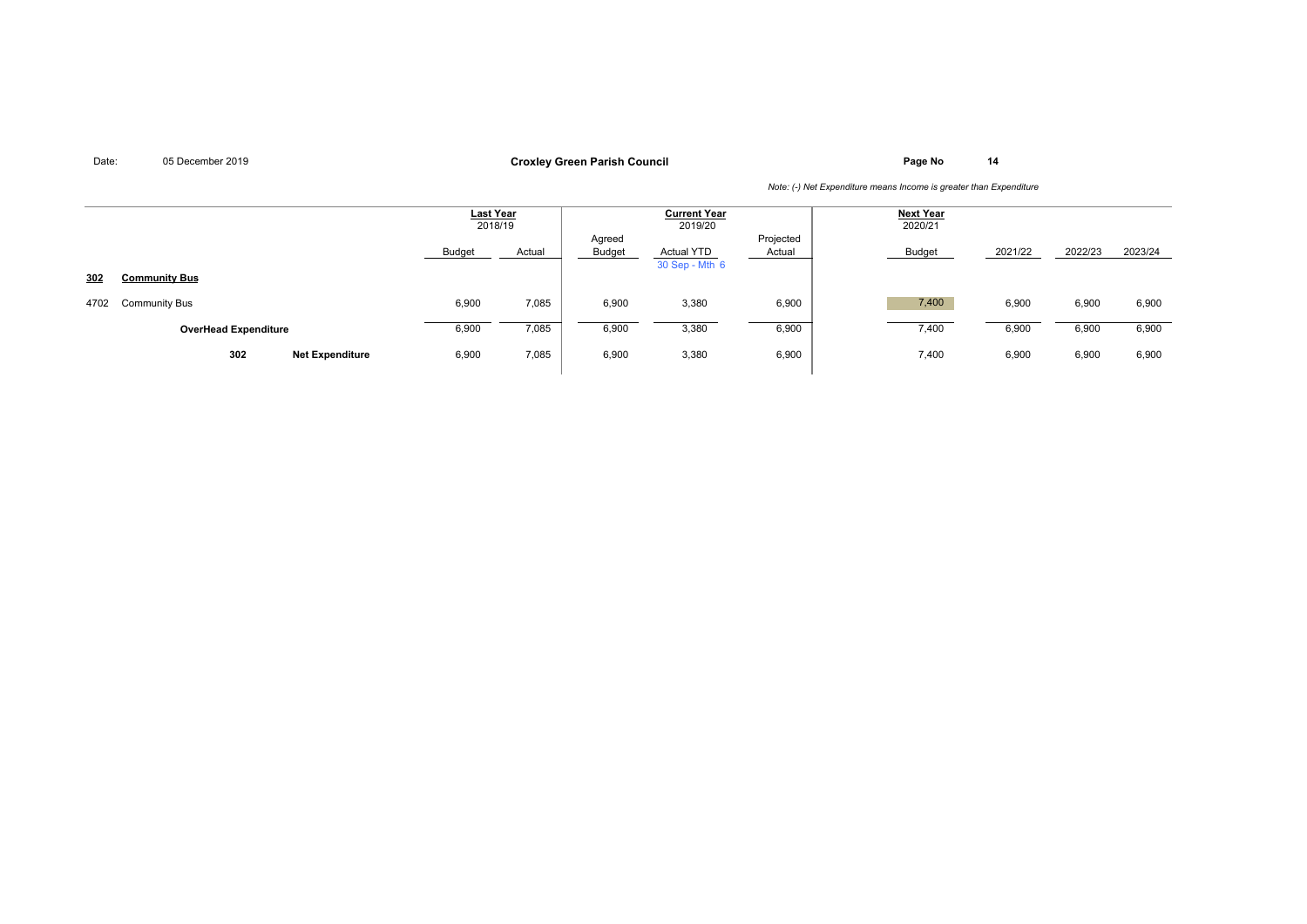Date: 05 December 2019

**Croxley Green Parish Council**

*Note: (-) Net Expenditure means Income is greater than Expenditure*

| | | Last Year 2018/19 | | Current Year 2019/20 | | | Next Year 2020/21 | | | |
|---|---|---|---|---|---|---|---|---|---|---|
| | | Budget | Actual | Agreed Budget | Actual YTD 30 Sep - Mth 6 | Projected Actual | Budget | 2021/22 | 2022/23 | 2023/24 |
| **302** | **Community Bus** | | | | | | | | | |
| 4702 | Community Bus | 6,900 | 7,085 | 6,900 | 3,380 | 6,900 | 7,400 | 6,900 | 6,900 | 6,900 |
| | **OverHead Expenditure** | 6,900 | 7,085 | 6,900 | 3,380 | 6,900 | 7,400 | 6,900 | 6,900 | 6,900 |
| 302 | **Net Expenditure** | 6,900 | 7,085 | 6,900 | 3,380 | 6,900 | 7,400 | 6,900 | 6,900 | 6,900 |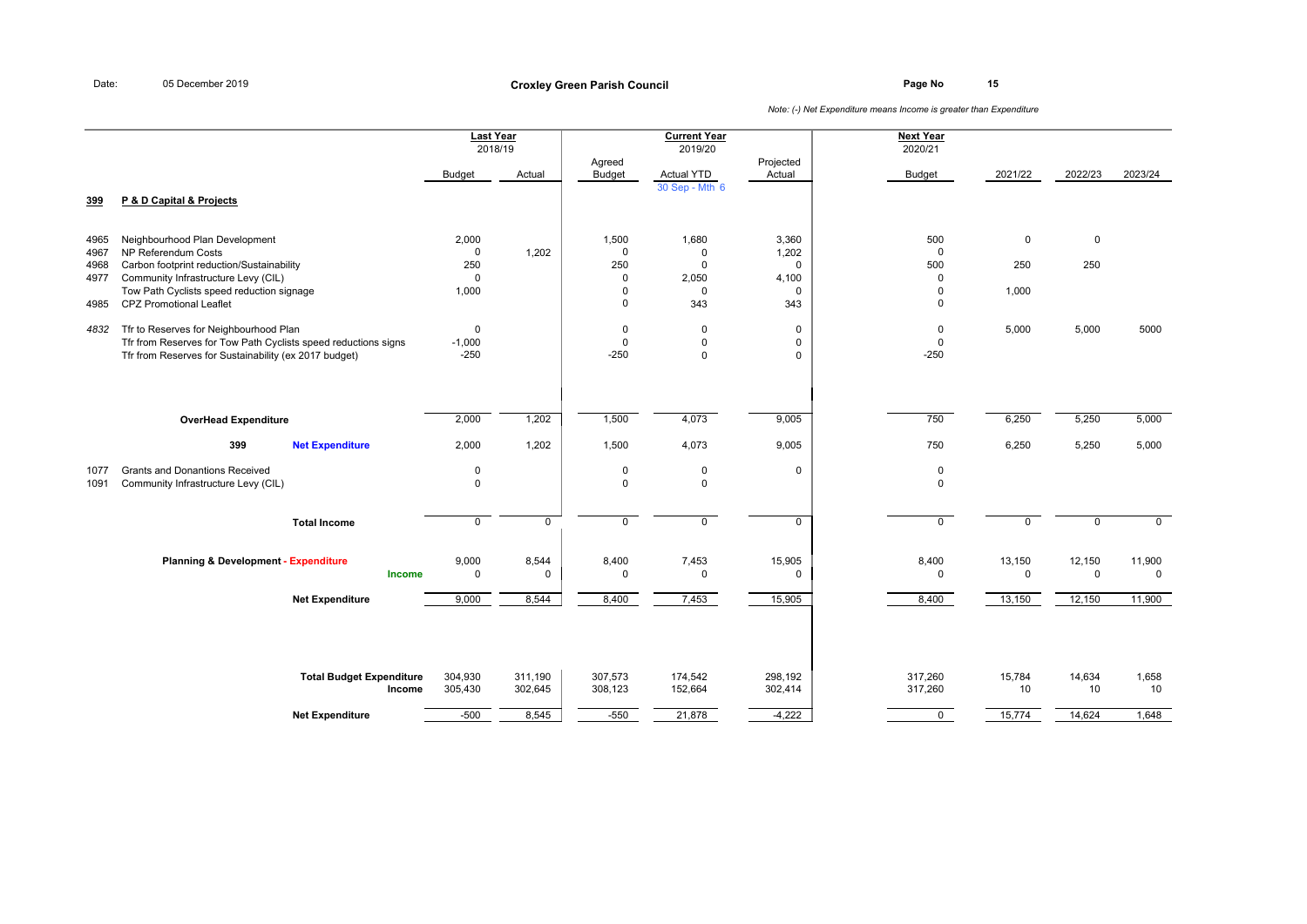Date: 05 December 2019

**Croxley Green Parish Council**

*Note: (-) Net Expenditure means Income is greater than Expenditure*

| | | Last Year 2018/19 | | Current Year 2019/20 | | | Next Year 2020/21 | | | |
|---|---|---|---|---|---|---|---|---|---|---|
| | | Budget | Actual | Agreed Budget | Actual YTD 30 Sep - Mth 6 | Projected Actual | Budget | 2021/22 | 2022/23 | 2023/24 |
| **399** | **P & D Capital & Projects** | | | | | | | | | |
| 4965 | Neighbourhood Plan Development | 2,000 | | 1,500 | 1,680 | 3,360 | 500 | 0 | 0 | |
| 4967 | NP Referendum Costs | 0 | 1,202 | 0 | 0 | 1,202 | 0 | | | |
| 4968 | Carbon footprint reduction/Sustainability | 250 | | 250 | 0 | 0 | 500 | 250 | 250 | |
| 4977 | Community Infrastructure Levy (CIL) | 0 | | 0 | 2,050 | 4,100 | 0 | | | |
| | Tow Path Cyclists speed reduction signage | 1,000 | | 0 | 0 | 0 | 0 | 1,000 | | |
| 4985 | CPZ Promotional Leaflet | | | 0 | 343 | 343 | 0 | | | |
| *4832* | Tfr to Reserves for Neighbourhood Plan | 0 | | 0 | 0 | 0 | 0 | 5,000 | 5,000 | 5000 |
| | Tfr from Reserves for Tow Path Cyclists speed reductions signs | -1,000 | | 0 | 0 | 0 | 0 | | | |
| | Tfr from Reserves for Sustainability (ex 2017 budget) | -250 | | -250 | 0 | 0 | -250 | | | |
| | **OverHead Expenditure** | 2,000 | 1,202 | 1,500 | 4,073 | 9,005 | 750 | 6,250 | 5,250 | 5,000 |
| | **399 Net Expenditure** | 2,000 | 1,202 | 1,500 | 4,073 | 9,005 | 750 | 6,250 | 5,250 | 5,000 |
| 1077 | Grants and Donantions Received | 0 | | 0 | 0 | 0 | 0 | | | |
| 1091 | Community Infrastructure Levy (CIL) | 0 | | 0 | 0 | | 0 | | | |
| | **Total Income** | 0 | 0 | 0 | 0 | 0 | 0 | 0 | 0 | 0 |
| | **Planning & Development - Expenditure** | 9,000 | 8,544 | 8,400 | 7,453 | 15,905 | 8,400 | 13,150 | 12,150 | 11,900 |
| | **Income** | 0 | 0 | 0 | 0 | 0 | 0 | 0 | 0 | 0 |
| | **Net Expenditure** | 9,000 | 8,544 | 8,400 | 7,453 | 15,905 | 8,400 | 13,150 | 12,150 | 11,900 |
| | **Total Budget Expenditure** | 304,930 | 311,190 | 307,573 | 174,542 | 298,192 | 317,260 | 15,784 | 14,634 | 1,658 |
| | **Income** | 305,430 | 302,645 | 308,123 | 152,664 | 302,414 | 317,260 | 10 | 10 | 10 |
| | **Net Expenditure** | -500 | 8,545 | -550 | 21,878 | -4,222 | 0 | 15,774 | 14,624 | 1,648 |